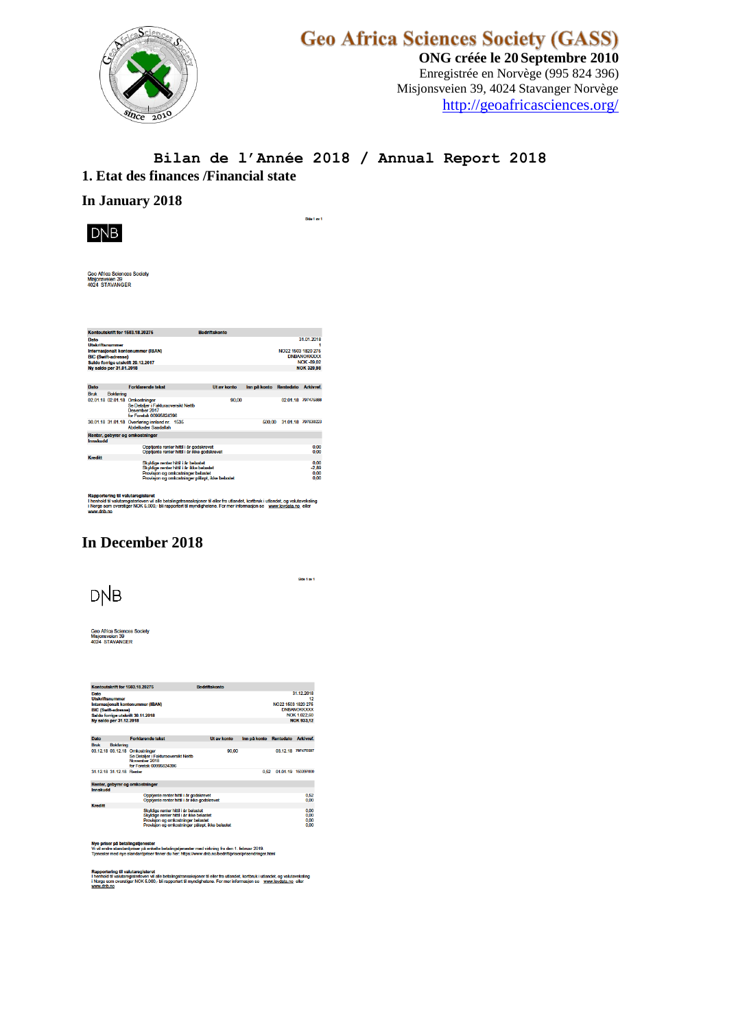# Geo Africa Sciences Society (GASS)

**ONG créée le 20 Septembre 2010**

Enregistrée en Norvège (995 824 396)

Misjonsveien 39, 4024 Stavanger Norvège

http://geoafricasciences.org/

## Bilan de l'Année 2018 / Annual Report 2018

### 1. Etat des finances /Financial state

### In January 2018

Side 1 av 1

DNB

Geo Africa Sciences Society
Misjonsveien 39
4024 STAVANGER

| Kontoutskrift for 1503.18.20275 | Bedriftskonto |
|---|---|
| Dato | 31.01.2018 |
| Utskriftsnummer | 1 |
| Internasjonalt kontonummer (IBAN) | NO22 1503 1820 275 |
| BIC (Swift-adresse) | DNBANOKKXXX |
| Saldo forrige utskrift 20.12.2017 | NOK -89,02 |
| Ny saldo per 31.01.2018 | NOK 320,98 |

| Dato Bruk | Dato Bokføring | Forklarende tekst | Ut av konto | Inn på konto | Rentedato | Arkivref. |
|---|---|---|---|---|---|---|
| 02.01.18 | 02.01.18 | Omkostninger<br>Se Detaljer i Fakturaoversikt Nettb<br>Desember 2017<br>for Foretak 00995824396 | 90,00 | | 02.01.18 | 797475888 |
| 30.01.18 | 31.01.18 | Overføring innland nr. 1535<br>Abdelkader Saadallah | | 500,00 | 31.01.18 | 797630223 |

**Renter, gebyrer og omkostninger**

| | | |
|---|---|---|
| **Innskudd** | Opptjente renter hittil i år godskrevet | 0,00 |
| | Opptjente renter hittil i år ikke godskrevet | 0,00 |
| **Kreditt** | Skyldige renter hittil i år belastet | 0,00 |
| | Skyldige renter hittil i år ikke belastet | -2,80 |
| | Provisjon og omkostninger belastet | 0,00 |
| | Provisjon og omkostninger påløpt, ikke belastet | 0,00 |

**Rapportering til valutaregisteret**
I henhold til valutaregisterloven vil alle betalingstransaksjoner til eller fra utlandet, kortbruk i utlandet, og valutaveksling i Norge som overstiger NOK 5.000,- bli rapportert til myndighetene. For mer informasjon se www.lovdata.no eller www.dnb.no

### In December 2018

Side 1 av 1

DNB

Geo Africa Sciences Society
Misjonsveien 39
4024 STAVANGER

| Kontoutskrift for 1503.18.20275 | Bedriftskonto |
|---|---|
| Dato | 31.12.2018 |
| Utskriftsnummer | 12 |
| Internasjonalt kontonummer (IBAN) | NO22 1503 1820 275 |
| BIC (Swift-adresse) | DNBANOKKXXX |
| Saldo forrige utskrift 30.11.2018 | NOK 1.022,60 |
| Ny saldo per 31.12.2018 | NOK 933,12 |

| Dato Bruk | Dato Bokføring | Forklarende tekst | Ut av konto | Inn på konto | Rentedato | Arkivref. |
|---|---|---|---|---|---|---|
| 03.12.18 | 03.12.18 | Omkostninger<br>Se Detaljer i Fakturaoversikt Nettb<br>November 2018<br>for Foretak 00995824396 | 90,00 | | 03.12.18 | 797476567 |
| 31.12.18 | 31.12.18 | Renter | | 0,52 | 01.01.19 | 150397000 |

**Renter, gebyrer og omkostninger**

| | | |
|---|---|---|
| **Innskudd** | Opptjente renter hittil i år godskrevet | 0,52 |
| | Opptjente renter hittil i år ikke godskrevet | 0,00 |
| **Kreditt** | Skyldige renter hittil i år belastet | 0,00 |
| | Skyldige renter hittil i år ikke belastet | 0,00 |
| | Provisjon og omkostninger belastet | 0,00 |
| | Provisjon og omkostninger påløpt, ikke belastet | 0,00 |

**Nye priser på betalingstjenester**
Vi vil endre standardpriser på enkelte betalingstjenester med virkning fra den 1. februar 2019.
Tjenester med nye standardpriser finner du her: https://www.dnb.no/bedrift/priser/prisendringer.html

**Rapportering til valutaregisteret**
I henhold til valutaregisterloven vil alle betalingstransaksjoner til eller fra utlandet, kortbruk i utlandet, og valutaveksling i Norge som overstiger NOK 5.000,- bli rapportert til myndighetene. For mer informasjon se www.lovdata.no eller www.dnb.no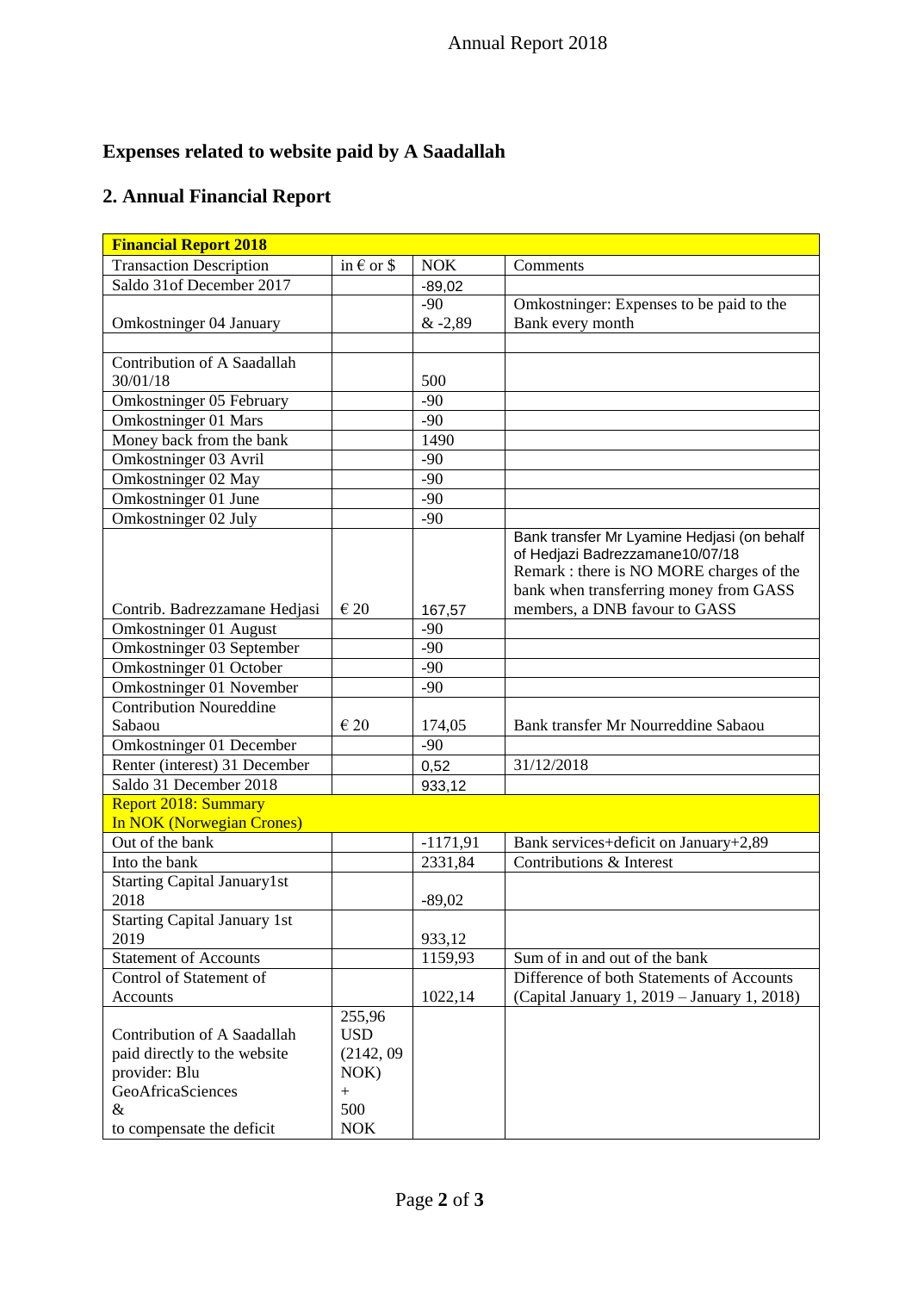**Expenses related to website paid by A Saadallah**

## 2. Annual Financial Report

| Financial Report 2018 | | | |
|---|---|---|---|
| Transaction Description | in € or $ | NOK | Comments |
| Saldo 31of December 2017 | | -89,02 | |
| Omkostninger 04 January | | -90 & -2,89 | Omkostninger: Expenses to be paid to the Bank every month |
| | | | |
| Contribution of A Saadallah 30/01/18 | | 500 | |
| Omkostninger 05 February | | -90 | |
| Omkostninger 01 Mars | | -90 | |
| Money back from the bank | | 1490 | |
| Omkostninger 03 Avril | | -90 | |
| Omkostninger 02 May | | -90 | |
| Omkostninger 01 June | | -90 | |
| Omkostninger 02 July | | -90 | |
| Contrib. Badrezzamane Hedjasi | € 20 | 167,57 | Bank transfer Mr Lyamine Hedjasi (on behalf of Hedjazi Badrezzamane10/07/18 Remark : there is NO MORE charges of the bank when transferring money from GASS members, a DNB favour to GASS |
| Omkostninger 01 August | | -90 | |
| Omkostninger 03 September | | -90 | |
| Omkostninger 01 October | | -90 | |
| Omkostninger 01 November | | -90 | |
| Contribution Noureddine Sabaou | € 20 | 174,05 | Bank transfer Mr Nourreddine Sabaou |
| Omkostninger 01 December | | -90 | |
| Renter (interest) 31 December | | 0,52 | 31/12/2018 |
| Saldo 31 December 2018 | | 933,12 | |
| Report 2018: Summary In NOK (Norwegian Crones) | | | |
| Out of the bank | | -1171,91 | Bank services+deficit on January+2,89 |
| Into the bank | | 2331,84 | Contributions & Interest |
| Starting Capital January1st 2018 | | -89,02 | |
| Starting Capital January 1st 2019 | | 933,12 | |
| Statement of Accounts | | 1159,93 | Sum of in and out of the bank |
| Control of Statement of Accounts | | 1022,14 | Difference of both Statements of Accounts (Capital January 1, 2019 – January 1, 2018) |
| Contribution of A Saadallah paid directly to the website provider: Blu GeoAfricaSciences & to compensate the deficit | 255,96 USD (2142, 09 NOK) + 500 NOK | | |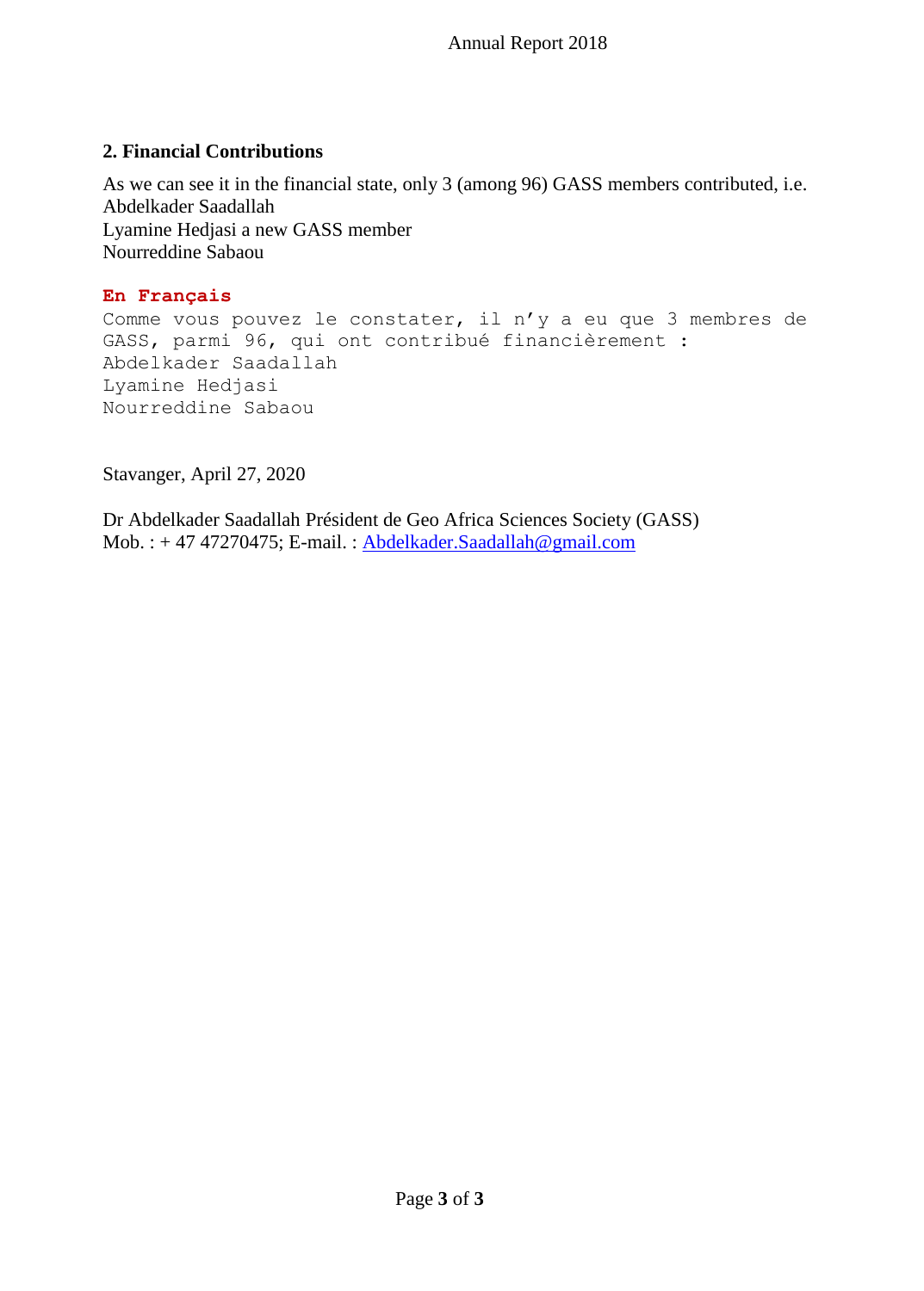## 2. Financial Contributions

As we can see it in the financial state, only 3 (among 96) GASS members contributed, i.e.
Abdelkader Saadallah
Lyamine Hedjasi a new GASS member
Nourreddine Sabaou

**En Français**

Comme vous pouvez le constater, il n'y a eu que 3 membres de GASS, parmi 96, qui ont contribué financièrement :
Abdelkader Saadallah
Lyamine Hedjasi
Nourreddine Sabaou

Stavanger, April 27, 2020

Dr Abdelkader Saadallah Président de Geo Africa Sciences Society (GASS)
Mob. : + 47 47270475; E-mail. : Abdelkader.Saadallah@gmail.com